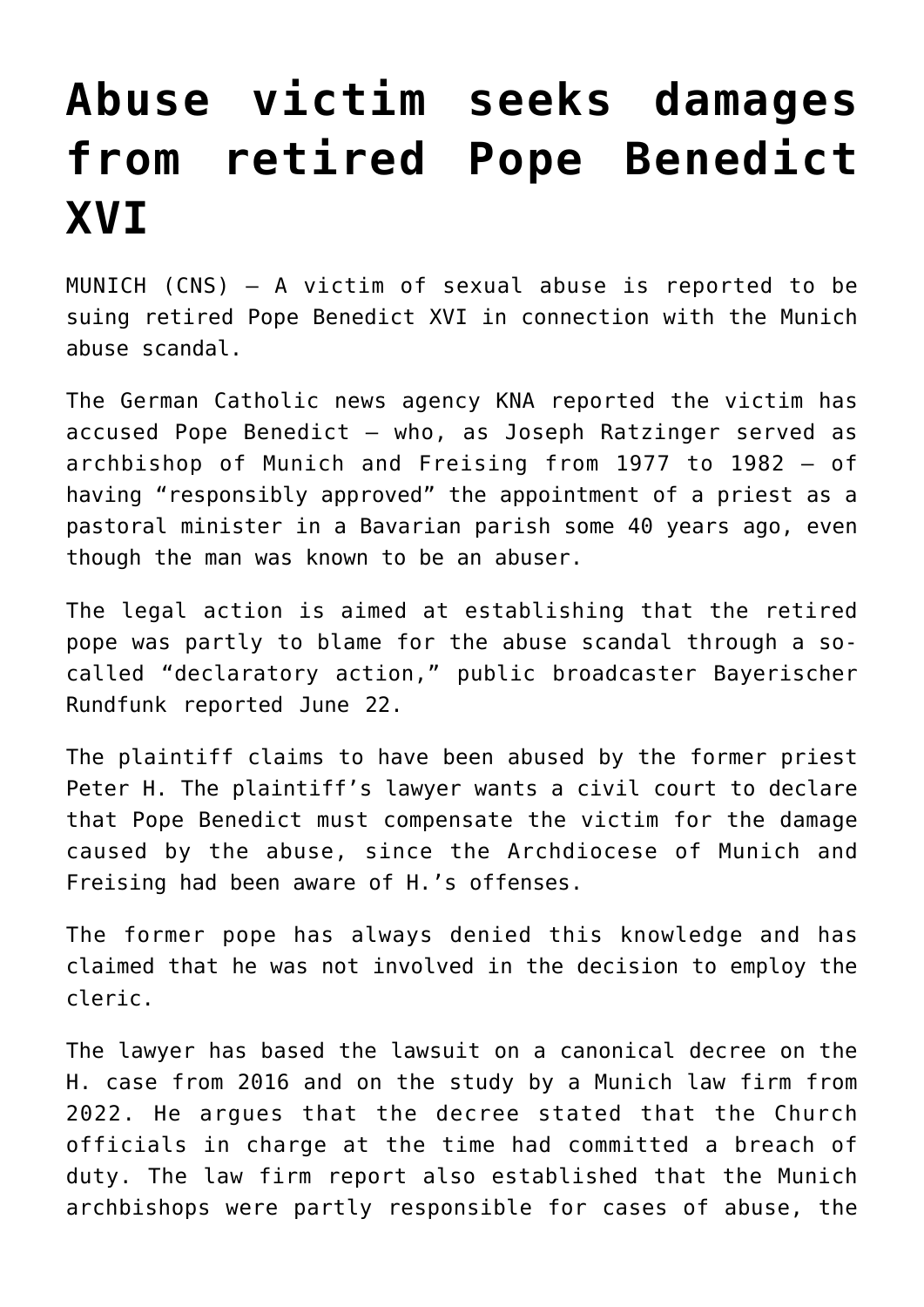# Abuse victim seeks damages from retired Pope Benedict XVI

MUNICH (CNS) — A victim of sexual abuse is reported to be suing retired Pope Benedict XVI in connection with the Munich abuse scandal.

The German Catholic news agency KNA reported the victim has accused Pope Benedict — who, as Joseph Ratzinger served as archbishop of Munich and Freising from 1977 to 1982 — of having "responsibly approved" the appointment of a priest as a pastoral minister in a Bavarian parish some 40 years ago, even though the man was known to be an abuser.

The legal action is aimed at establishing that the retired pope was partly to blame for the abuse scandal through a so-called "declaratory action," public broadcaster Bayerischer Rundfunk reported June 22.

The plaintiff claims to have been abused by the former priest Peter H. The plaintiff's lawyer wants a civil court to declare that Pope Benedict must compensate the victim for the damage caused by the abuse, since the Archdiocese of Munich and Freising had been aware of H.'s offenses.

The former pope has always denied this knowledge and has claimed that he was not involved in the decision to employ the cleric.

The lawyer has based the lawsuit on a canonical decree on the H. case from 2016 and on the study by a Munich law firm from 2022. He argues that the decree stated that the Church officials in charge at the time had committed a breach of duty. The law firm report also established that the Munich archbishops were partly responsible for cases of abuse, the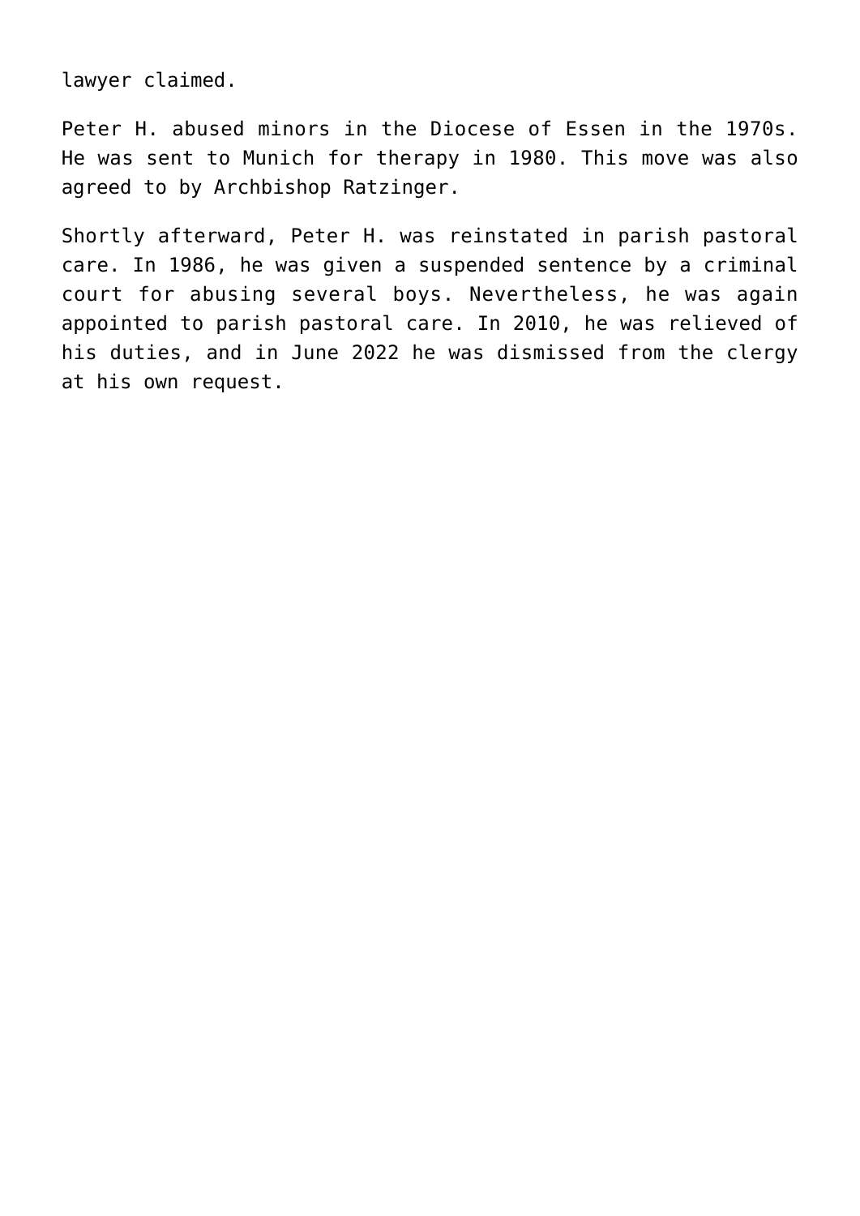lawyer claimed.

Peter H. abused minors in the Diocese of Essen in the 1970s. He was sent to Munich for therapy in 1980. This move was also agreed to by Archbishop Ratzinger.

Shortly afterward, Peter H. was reinstated in parish pastoral care. In 1986, he was given a suspended sentence by a criminal court for abusing several boys. Nevertheless, he was again appointed to parish pastoral care. In 2010, he was relieved of his duties, and in June 2022 he was dismissed from the clergy at his own request.